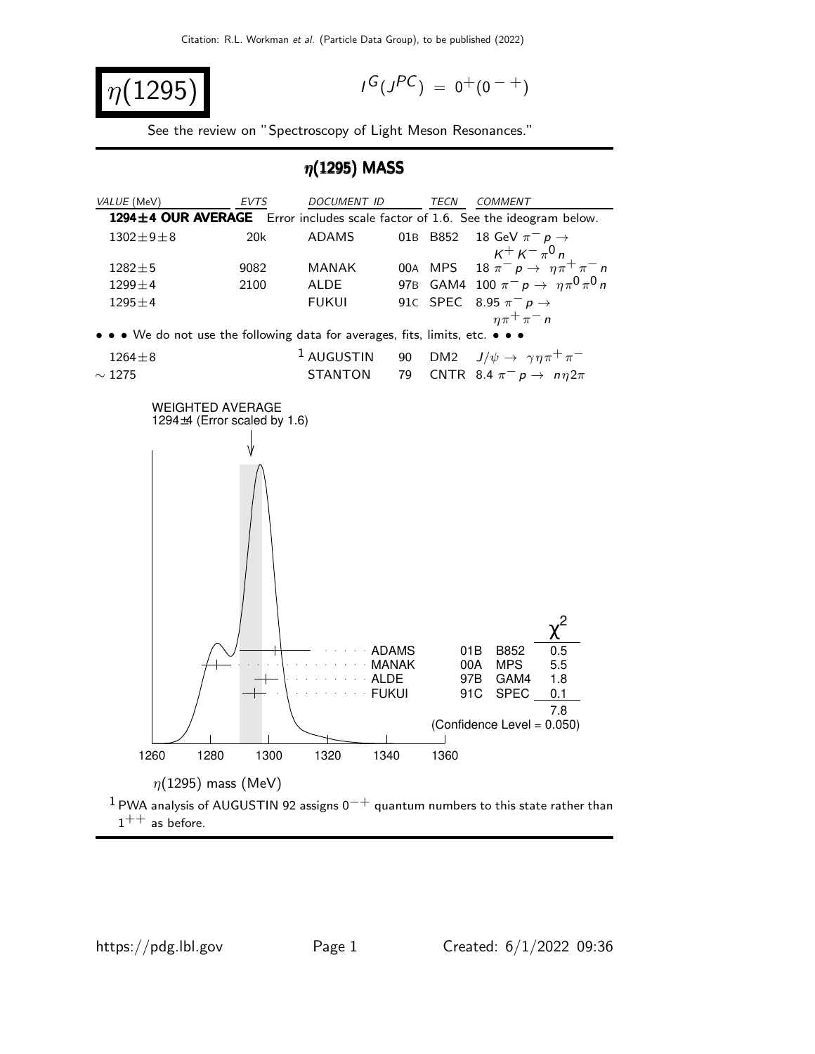# $\eta(1295)$

$I^G(J^{PC}) = 0^+(0^{-+})$

See the review on "Spectroscopy of Light Meson Resonances."

## $\eta(1295)$ MASS

| VALUE (MeV) | EVTS | DOCUMENT ID | | TECN | COMMENT |
|---|---|---|---|---|---|
| **1294±4 OUR AVERAGE** | Error includes scale factor of 1.6. See the ideogram below. | | | | |
| $1302 \pm 9 \pm 8$ | 20k | ADAMS | 01B | B852 | 18 GeV $\pi^- p \to K^+ K^- \pi^0 n$ |
| $1282 \pm 5$ | 9082 | MANAK | 00A | MPS | 18 $\pi^- p \to \eta \pi^+ \pi^- n$ |
| $1299 \pm 4$ | 2100 | ALDE | 97B | GAM4 | 100 $\pi^- p \to \eta \pi^0 \pi^0 n$ |
| $1295 \pm 4$ | | FUKUI | 91C | SPEC | 8.95 $\pi^- p \to \eta \pi^+ \pi^- n$ |
| • • • We do not use the following data for averages, fits, limits, etc. • • • | | | | | |
| $1264 \pm 8$ | | AUGUSTIN [1] | 90 | DM2 | $J/\psi \to \gamma \eta \pi^+ \pi^-$ |
| $\sim 1275$ | | STANTON | 79 | CNTR | 8.4 $\pi^- p \to n \eta 2\pi$ |

WEIGHTED AVERAGE
1294±4 (Error scaled by 1.6)

| | | | $\chi^2$ |
|---|---|---|---|
| ADAMS | 01B | B852 | 0.5 |
| MANAK | 00A | MPS | 5.5 |
| ALDE | 97B | GAM4 | 1.8 |
| FUKUI | 91C | SPEC | 0.1 |
| | | | 7.8 |

(Confidence Level = 0.050)

$\eta(1295)$ mass (MeV)

[1] PWA analysis of AUGUSTIN 92 assigns $0^{-+}$ quantum numbers to this state rather than $1^{++}$ as before.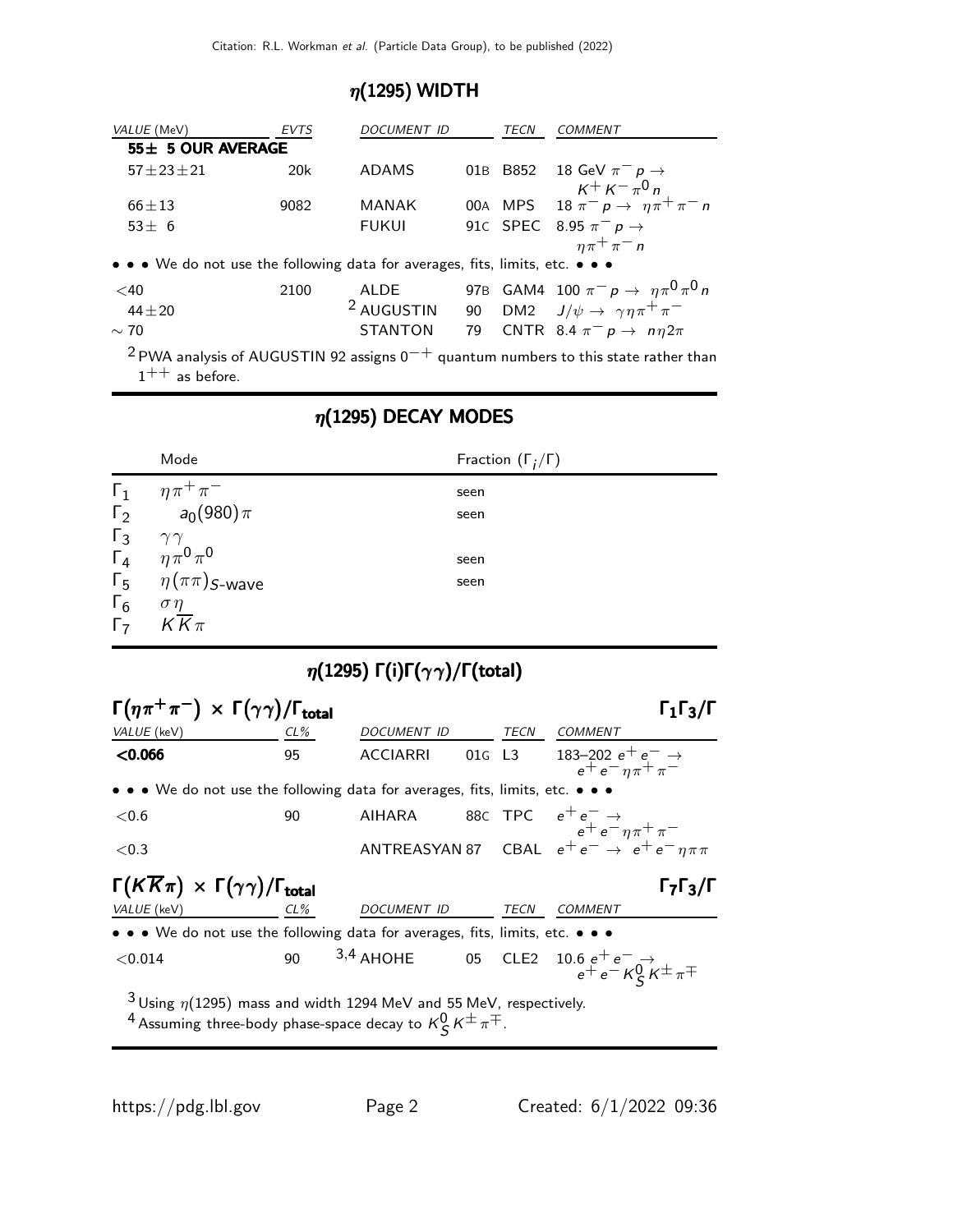## $\eta(1295)$ WIDTH

| VALUE (MeV) | EVTS | DOCUMENT ID | | TECN | COMMENT |
|---|---|---|---|---|---|
| **55± 5 OUR AVERAGE** | | | | | |
| $57\pm23\pm21$ | 20k | ADAMS | 01B | B852 | 18 GeV $\pi^- p \rightarrow K^+ K^- \pi^0 n$ |
| $66\pm13$ | 9082 | MANAK | 00A | MPS | 18 $\pi^- p \rightarrow \eta\pi^+\pi^- n$ |
| $53\pm\ 6$ | | FUKUI | 91C | SPEC | 8.95 $\pi^- p \rightarrow \eta\pi^+\pi^- n$ |
| • • • We do not use the following data for averages, fits, limits, etc. • • • | | | | | |
| $<40$ | 2100 | ALDE | 97B | GAM4 | 100 $\pi^- p \rightarrow \eta\pi^0\pi^0 n$ |
| $44\pm20$ | | [2] AUGUSTIN | 90 | DM2 | $J/\psi \rightarrow \gamma\eta\pi^+\pi^-$ |
| $\sim 70$ | | STANTON | 79 | CNTR | 8.4 $\pi^- p \rightarrow n\eta 2\pi$ |

[2] PWA analysis of AUGUSTIN 92 assigns $0^{-+}$ quantum numbers to this state rather than $1^{++}$ as before.

## $\eta(1295)$ DECAY MODES

| | Mode | Fraction $(\Gamma_i/\Gamma)$ |
|---|---|---|
| $\Gamma_1$ | $\eta\pi^+\pi^-$ | seen |
| $\Gamma_2$ | $a_0(980)\pi$ | seen |
| $\Gamma_3$ | $\gamma\gamma$ | |
| $\Gamma_4$ | $\eta\pi^0\pi^0$ | seen |
| $\Gamma_5$ | $\eta(\pi\pi)_{S\text{-wave}}$ | seen |
| $\Gamma_6$ | $\sigma\eta$ | |
| $\Gamma_7$ | $K\overline{K}\pi$ | |

## $\eta(1295)$ $\Gamma(i)\Gamma(\gamma\gamma)/\Gamma(\text{total})$

### $\Gamma(\eta\pi^+\pi^-) \times \Gamma(\gamma\gamma)/\Gamma_{\text{total}}$ — $\Gamma_1\Gamma_3/\Gamma$

| VALUE (keV) | CL% | DOCUMENT ID | | TECN | COMMENT |
|---|---|---|---|---|---|
| **<0.066** | 95 | ACCIARRI | 01G | L3 | 183–202 $e^+e^- \rightarrow e^+e^-\eta\pi^+\pi^-$ |
| • • • We do not use the following data for averages, fits, limits, etc. • • • | | | | | |
| $<0.6$ | 90 | AIHARA | 88C | TPC | $e^+e^- \rightarrow e^+e^-\eta\pi^+\pi^-$ |
| $<0.3$ | | ANTREASYAN | 87 | CBAL | $e^+e^- \rightarrow e^+e^-\eta\pi\pi$ |

### $\Gamma(K\overline{K}\pi) \times \Gamma(\gamma\gamma)/\Gamma_{\text{total}}$ — $\Gamma_7\Gamma_3/\Gamma$

| VALUE (keV) | CL% | DOCUMENT ID | | TECN | COMMENT |
|---|---|---|---|---|---|
| • • • We do not use the following data for averages, fits, limits, etc. • • • | | | | | |
| $<0.014$ | 90 | [3,4] AHOHE | 05 | CLE2 | 10.6 $e^+e^- \rightarrow e^+e^- K^0_S K^\pm\pi^\mp$ |

[3] Using $\eta(1295)$ mass and width 1294 MeV and 55 MeV, respectively.
[4] Assuming three-body phase-space decay to $K^0_S K^\pm\pi^\mp$.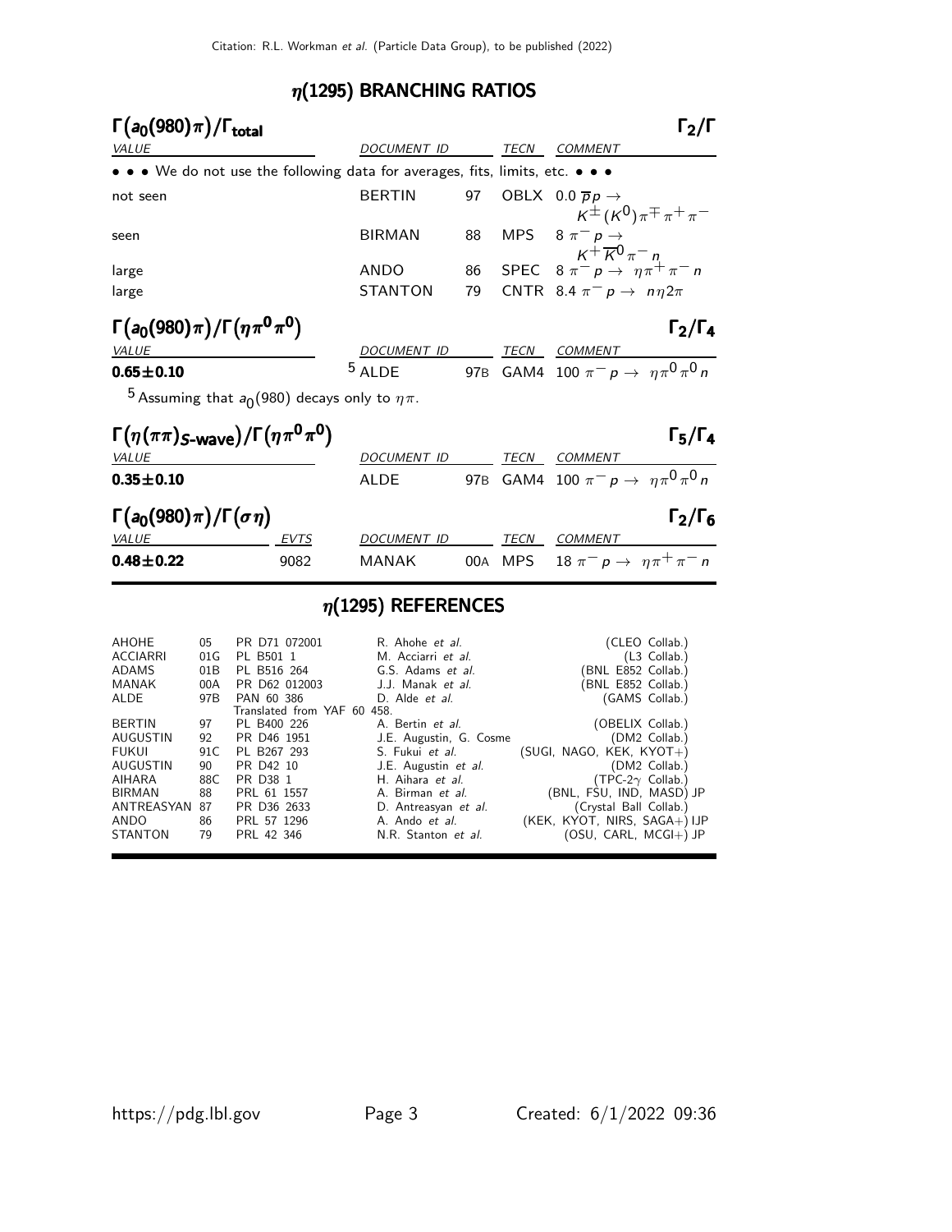## $\eta(1295)$ BRANCHING RATIOS

### $\Gamma(a_0(980)\pi)/\Gamma_{total}$ — $\Gamma_2/\Gamma$

| VALUE | DOCUMENT ID | | TECN | COMMENT |
|---|---|---|---|---|
| • • • We do not use the following data for averages, fits, limits, etc. • • • | | | | |
| not seen | BERTIN | 97 | OBLX | $0.0\ \overline{p}p \to K^{\pm}(K^0)\pi^{\mp}\pi^+\pi^-$ |
| seen | BIRMAN | 88 | MPS | $8\ \pi^- p \to K^+\overline{K}^0\pi^- n$ |
| large | ANDO | 86 | SPEC | $8\ \pi^- p \to \eta\pi^+\pi^- n$ |
| large | STANTON | 79 | CNTR | $8.4\ \pi^- p \to n\eta 2\pi$ |

### $\Gamma(a_0(980)\pi)/\Gamma(\eta\pi^0\pi^0)$ — $\Gamma_2/\Gamma_4$

| VALUE | DOCUMENT ID | | TECN | COMMENT |
|---|---|---|---|---|
| **0.65±0.10** | [5] ALDE | 97B | GAM4 | $100\ \pi^- p \to \eta\pi^0\pi^0 n$ |

[5] Assuming that $a_0(980)$ decays only to $\eta\pi$.

### $\Gamma(\eta(\pi\pi)_{S\text{-wave}})/\Gamma(\eta\pi^0\pi^0)$ — $\Gamma_5/\Gamma_4$

| VALUE | DOCUMENT ID | | TECN | COMMENT |
|---|---|---|---|---|
| **0.35±0.10** | ALDE | 97B | GAM4 | $100\ \pi^- p \to \eta\pi^0\pi^0 n$ |

### $\Gamma(a_0(980)\pi)/\Gamma(\sigma\eta)$ — $\Gamma_2/\Gamma_6$

| VALUE | EVTS | DOCUMENT ID | | TECN | COMMENT |
|---|---|---|---|---|---|
| **0.48±0.22** | 9082 | MANAK | 00A | MPS | $18\ \pi^- p \to \eta\pi^+\pi^- n$ |

## $\eta(1295)$ REFERENCES

| | | | | |
|---|---|---|---|---|
| AHOHE | 05 | PR D71 072001 | R. Ahohe *et al.* | (CLEO Collab.) |
| ACCIARRI | 01G | PL B501 1 | M. Acciarri *et al.* | (L3 Collab.) |
| ADAMS | 01B | PL B516 264 | G.S. Adams *et al.* | (BNL E852 Collab.) |
| MANAK | 00A | PR D62 012003 | J.J. Manak *et al.* | (BNL E852 Collab.) |
| ALDE | 97B | PAN 60 386 | D. Alde *et al.* | (GAMS Collab.) |
| | | Translated from YAF 60 458. | | |
| BERTIN | 97 | PL B400 226 | A. Bertin *et al.* | (OBELIX Collab.) |
| AUGUSTIN | 92 | PR D46 1951 | J.E. Augustin, G. Cosme | (DM2 Collab.) |
| FUKUI | 91C | PL B267 293 | S. Fukui *et al.* | (SUGI, NAGO, KEK, KYOT+) |
| AUGUSTIN | 90 | PR D42 10 | J.E. Augustin *et al.* | (DM2 Collab.) |
| AIHARA | 88C | PR D38 1 | H. Aihara *et al.* | (TPC-2$\gamma$ Collab.) |
| BIRMAN | 88 | PRL 61 1557 | A. Birman *et al.* | (BNL, FSU, IND, MASD) JP |
| ANTREASYAN | 87 | PR D36 2633 | D. Antreasyan *et al.* | (Crystal Ball Collab.) |
| ANDO | 86 | PRL 57 1296 | A. Ando *et al.* | (KEK, KYOT, NIRS, SAGA+) IJP |
| STANTON | 79 | PRL 42 346 | N.R. Stanton *et al.* | (OSU, CARL, MCGI+) JP |